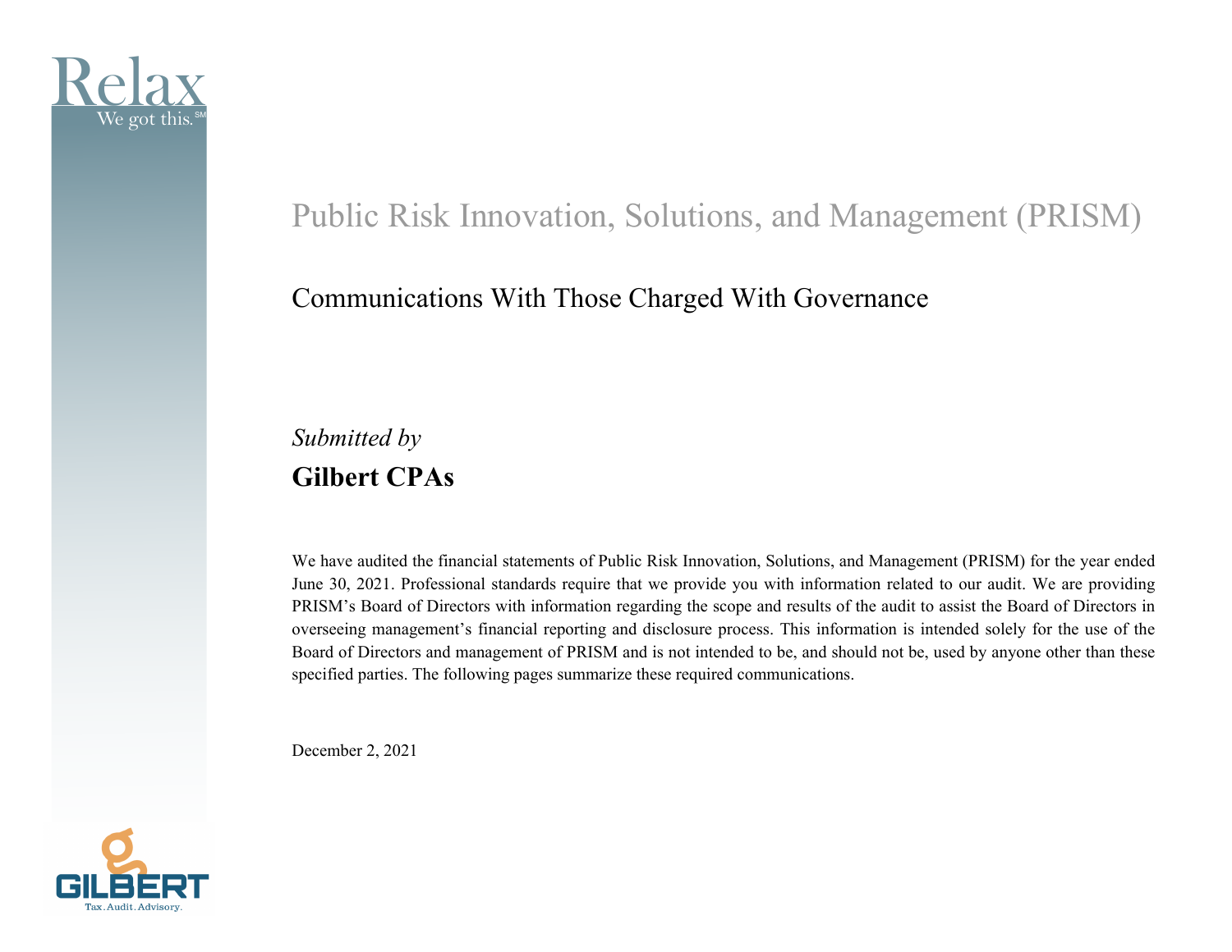Relax

We got this.SM

# Public Risk Innovation, Solutions, and Management (PRISM)

## Communications With Those Charged With Governance

*Submitted by*

**Gilbert CPAs**

We have audited the financial statements of Public Risk Innovation, Solutions, and Management (PRISM) for the year ended June 30, 2021. Professional standards require that we provide you with information related to our audit. We are providing PRISM's Board of Directors with information regarding the scope and results of the audit to assist the Board of Directors in overseeing management's financial reporting and disclosure process. This information is intended solely for the use of the Board of Directors and management of PRISM and is not intended to be, and should not be, used by anyone other than these specified parties. The following pages summarize these required communications.

December 2, 2021

GILBERT

Tax. Audit. Advisory.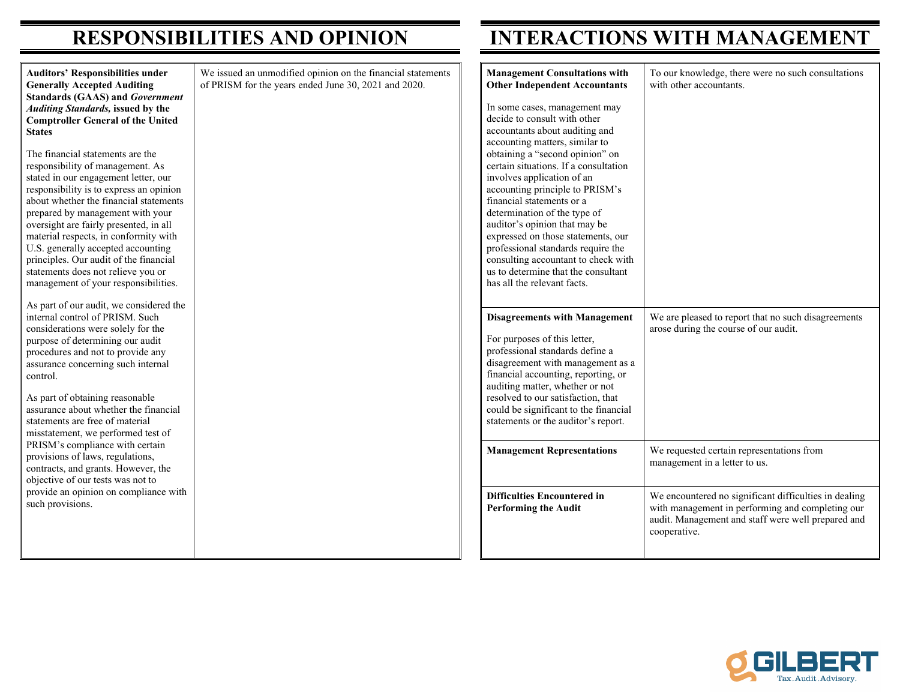# RESPONSIBILITIES AND OPINION

| | |
|---|---|
| **Auditors' Responsibilities under Generally Accepted Auditing Standards (GAAS) and *Government Auditing Standards,* issued by the Comptroller General of the United States**<br><br>The financial statements are the responsibility of management. As stated in our engagement letter, our responsibility is to express an opinion about whether the financial statements prepared by management with your oversight are fairly presented, in all material respects, in conformity with U.S. generally accepted accounting principles. Our audit of the financial statements does not relieve you or management of your responsibilities.<br><br>As part of our audit, we considered the internal control of PRISM. Such considerations were solely for the purpose of determining our audit procedures and not to provide any assurance concerning such internal control.<br><br>As part of obtaining reasonable assurance about whether the financial statements are free of material misstatement, we performed test of PRISM's compliance with certain provisions of laws, regulations, contracts, and grants. However, the objective of our tests was not to provide an opinion on compliance with such provisions. | We issued an unmodified opinion on the financial statements of PRISM for the years ended June 30, 2021 and 2020. |

# INTERACTIONS WITH MANAGEMENT

| | |
|---|---|
| **Management Consultations with Other Independent Accountants**<br><br>In some cases, management may decide to consult with other accountants about auditing and accounting matters, similar to obtaining a "second opinion" on certain situations. If a consultation involves application of an accounting principle to PRISM's financial statements or a determination of the type of auditor's opinion that may be expressed on those statements, our professional standards require the consulting accountant to check with us to determine that the consultant has all the relevant facts. | To our knowledge, there were no such consultations with other accountants. |
| **Disagreements with Management**<br><br>For purposes of this letter, professional standards define a disagreement with management as a financial accounting, reporting, or auditing matter, whether or not resolved to our satisfaction, that could be significant to the financial statements or the auditor's report. | We are pleased to report that no such disagreements arose during the course of our audit. |
| **Management Representations** | We requested certain representations from management in a letter to us. |
| **Difficulties Encountered in Performing the Audit** | We encountered no significant difficulties in dealing with management in performing and completing our audit. Management and staff were well prepared and cooperative. |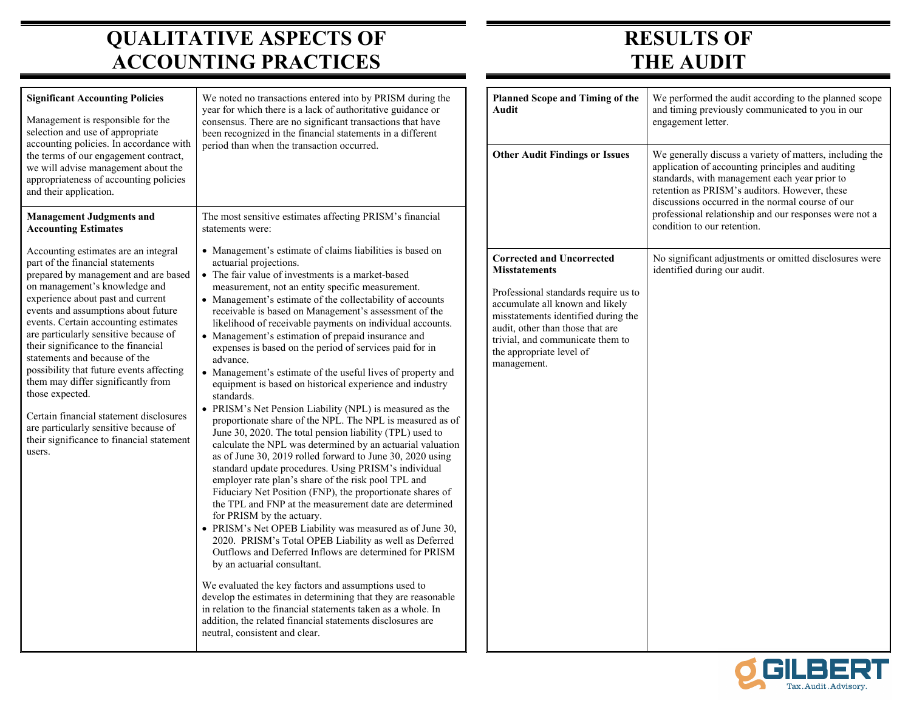# QUALITATIVE ASPECTS OF ACCOUNTING PRACTICES

| | |
|---|---|
| **Significant Accounting Policies**<br><br>Management is responsible for the selection and use of appropriate accounting policies. In accordance with the terms of our engagement contract, we will advise management about the appropriateness of accounting policies and their application. | We noted no transactions entered into by PRISM during the year for which there is a lack of authoritative guidance or consensus. There are no significant transactions that have been recognized in the financial statements in a different period than when the transaction occurred. |
| **Management Judgments and Accounting Estimates**<br><br>Accounting estimates are an integral part of the financial statements prepared by management and are based on management's knowledge and experience about past and current events and assumptions about future events. Certain accounting estimates are particularly sensitive because of their significance to the financial statements and because of the possibility that future events affecting them may differ significantly from those expected.<br><br>Certain financial statement disclosures are particularly sensitive because of their significance to financial statement users. | The most sensitive estimates affecting PRISM's financial statements were:<br><br>• Management's estimate of claims liabilities is based on actuarial projections.<br>• The fair value of investments is a market-based measurement, not an entity specific measurement.<br>• Management's estimate of the collectability of accounts receivable is based on Management's assessment of the likelihood of receivable payments on individual accounts.<br>• Management's estimation of prepaid insurance and expenses is based on the period of services paid for in advance.<br>• Management's estimate of the useful lives of property and equipment is based on historical experience and industry standards.<br>• PRISM's Net Pension Liability (NPL) is measured as the proportionate share of the NPL. The NPL is measured as of June 30, 2020. The total pension liability (TPL) used to calculate the NPL was determined by an actuarial valuation as of June 30, 2019 rolled forward to June 30, 2020 using standard update procedures. Using PRISM's individual employer rate plan's share of the risk pool TPL and Fiduciary Net Position (FNP), the proportionate shares of the TPL and FNP at the measurement date are determined for PRISM by the actuary.<br>• PRISM's Net OPEB Liability was measured as of June 30, 2020. PRISM's Total OPEB Liability as well as Deferred Outflows and Deferred Inflows are determined for PRISM by an actuarial consultant.<br><br>We evaluated the key factors and assumptions used to develop the estimates in determining that they are reasonable in relation to the financial statements taken as a whole. In addition, the related financial statements disclosures are neutral, consistent and clear. |

# RESULTS OF THE AUDIT

| | |
|---|---|
| **Planned Scope and Timing of the Audit** | We performed the audit according to the planned scope and timing previously communicated to you in our engagement letter. |
| **Other Audit Findings or Issues** | We generally discuss a variety of matters, including the application of accounting principles and auditing standards, with management each year prior to retention as PRISM's auditors. However, these discussions occurred in the normal course of our professional relationship and our responses were not a condition to our retention. |
| **Corrected and Uncorrected Misstatements**<br><br>Professional standards require us to accumulate all known and likely misstatements identified during the audit, other than those that are trivial, and communicate them to the appropriate level of management. | No significant adjustments or omitted disclosures were identified during our audit. |

GILBERT
Tax. Audit. Advisory.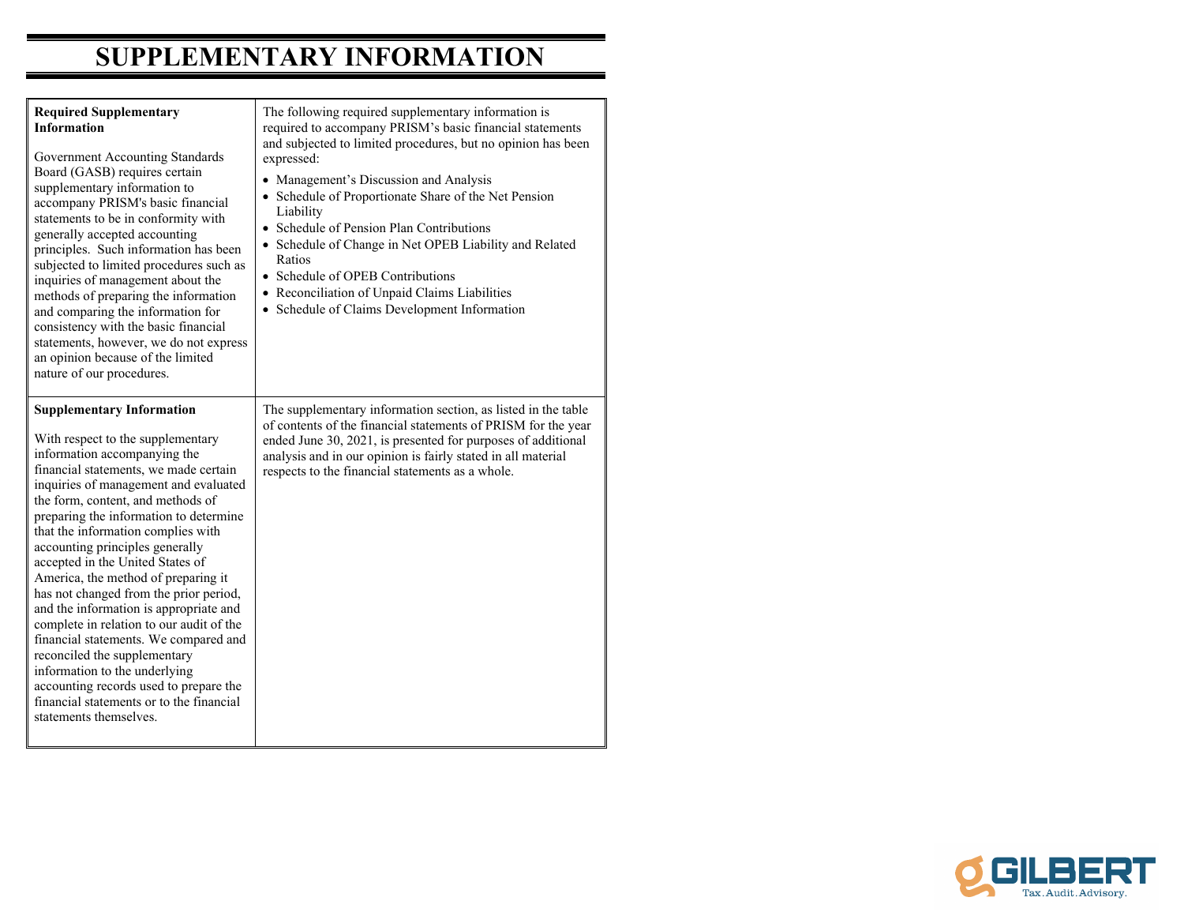# SUPPLEMENTARY INFORMATION

| | |
|---|---|
| **Required Supplementary Information**<br><br>Government Accounting Standards Board (GASB) requires certain supplementary information to accompany PRISM's basic financial statements to be in conformity with generally accepted accounting principles. Such information has been subjected to limited procedures such as inquiries of management about the methods of preparing the information and comparing the information for consistency with the basic financial statements, however, we do not express an opinion because of the limited nature of our procedures. | The following required supplementary information is required to accompany PRISM's basic financial statements and subjected to limited procedures, but no opinion has been expressed:<br><br>• Management's Discussion and Analysis<br>• Schedule of Proportionate Share of the Net Pension Liability<br>• Schedule of Pension Plan Contributions<br>• Schedule of Change in Net OPEB Liability and Related Ratios<br>• Schedule of OPEB Contributions<br>• Reconciliation of Unpaid Claims Liabilities<br>• Schedule of Claims Development Information |
| **Supplementary Information**<br><br>With respect to the supplementary information accompanying the financial statements, we made certain inquiries of management and evaluated the form, content, and methods of preparing the information to determine that the information complies with accounting principles generally accepted in the United States of America, the method of preparing it has not changed from the prior period, and the information is appropriate and complete in relation to our audit of the financial statements. We compared and reconciled the supplementary information to the underlying accounting records used to prepare the financial statements or to the financial statements themselves. | The supplementary information section, as listed in the table of contents of the financial statements of PRISM for the year ended June 30, 2021, is presented for purposes of additional analysis and in our opinion is fairly stated in all material respects to the financial statements as a whole. |